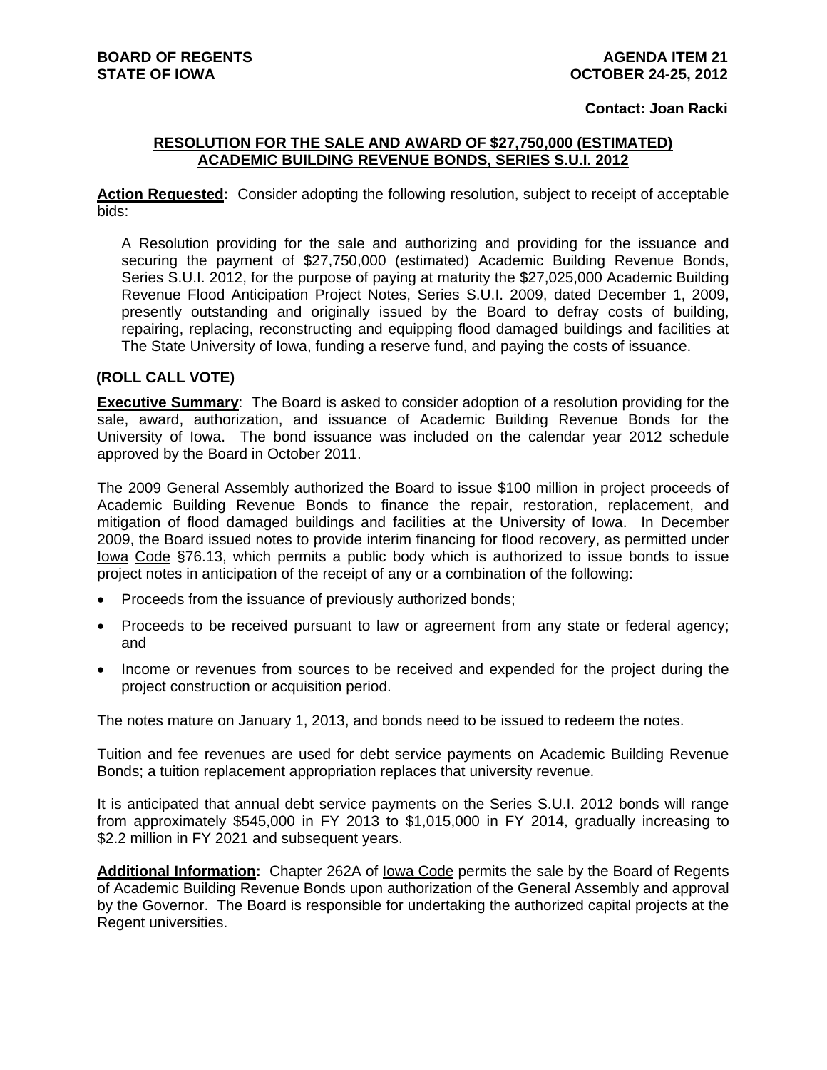**BOARD OF REGENTS**
**STATE OF IOWA**

**AGENDA ITEM 21**
**OCTOBER 24-25, 2012**

**Contact: Joan Racki**

## RESOLUTION FOR THE SALE AND AWARD OF $27,750,000 (ESTIMATED) ACADEMIC BUILDING REVENUE BONDS, SERIES S.U.I. 2012

**Action Requested:** Consider adopting the following resolution, subject to receipt of acceptable bids:

A Resolution providing for the sale and authorizing and providing for the issuance and securing the payment of $27,750,000 (estimated) Academic Building Revenue Bonds, Series S.U.I. 2012, for the purpose of paying at maturity the $27,025,000 Academic Building Revenue Flood Anticipation Project Notes, Series S.U.I. 2009, dated December 1, 2009, presently outstanding and originally issued by the Board to defray costs of building, repairing, replacing, reconstructing and equipping flood damaged buildings and facilities at The State University of Iowa, funding a reserve fund, and paying the costs of issuance.

**(ROLL CALL VOTE)**

**Executive Summary**: The Board is asked to consider adoption of a resolution providing for the sale, award, authorization, and issuance of Academic Building Revenue Bonds for the University of Iowa. The bond issuance was included on the calendar year 2012 schedule approved by the Board in October 2011.

The 2009 General Assembly authorized the Board to issue $100 million in project proceeds of Academic Building Revenue Bonds to finance the repair, restoration, replacement, and mitigation of flood damaged buildings and facilities at the University of Iowa. In December 2009, the Board issued notes to provide interim financing for flood recovery, as permitted under Iowa Code §76.13, which permits a public body which is authorized to issue bonds to issue project notes in anticipation of the receipt of any or a combination of the following:

- Proceeds from the issuance of previously authorized bonds;
- Proceeds to be received pursuant to law or agreement from any state or federal agency; and
- Income or revenues from sources to be received and expended for the project during the project construction or acquisition period.

The notes mature on January 1, 2013, and bonds need to be issued to redeem the notes.

Tuition and fee revenues are used for debt service payments on Academic Building Revenue Bonds; a tuition replacement appropriation replaces that university revenue.

It is anticipated that annual debt service payments on the Series S.U.I. 2012 bonds will range from approximately $545,000 in FY 2013 to $1,015,000 in FY 2014, gradually increasing to $2.2 million in FY 2021 and subsequent years.

**Additional Information:** Chapter 262A of Iowa Code permits the sale by the Board of Regents of Academic Building Revenue Bonds upon authorization of the General Assembly and approval by the Governor. The Board is responsible for undertaking the authorized capital projects at the Regent universities.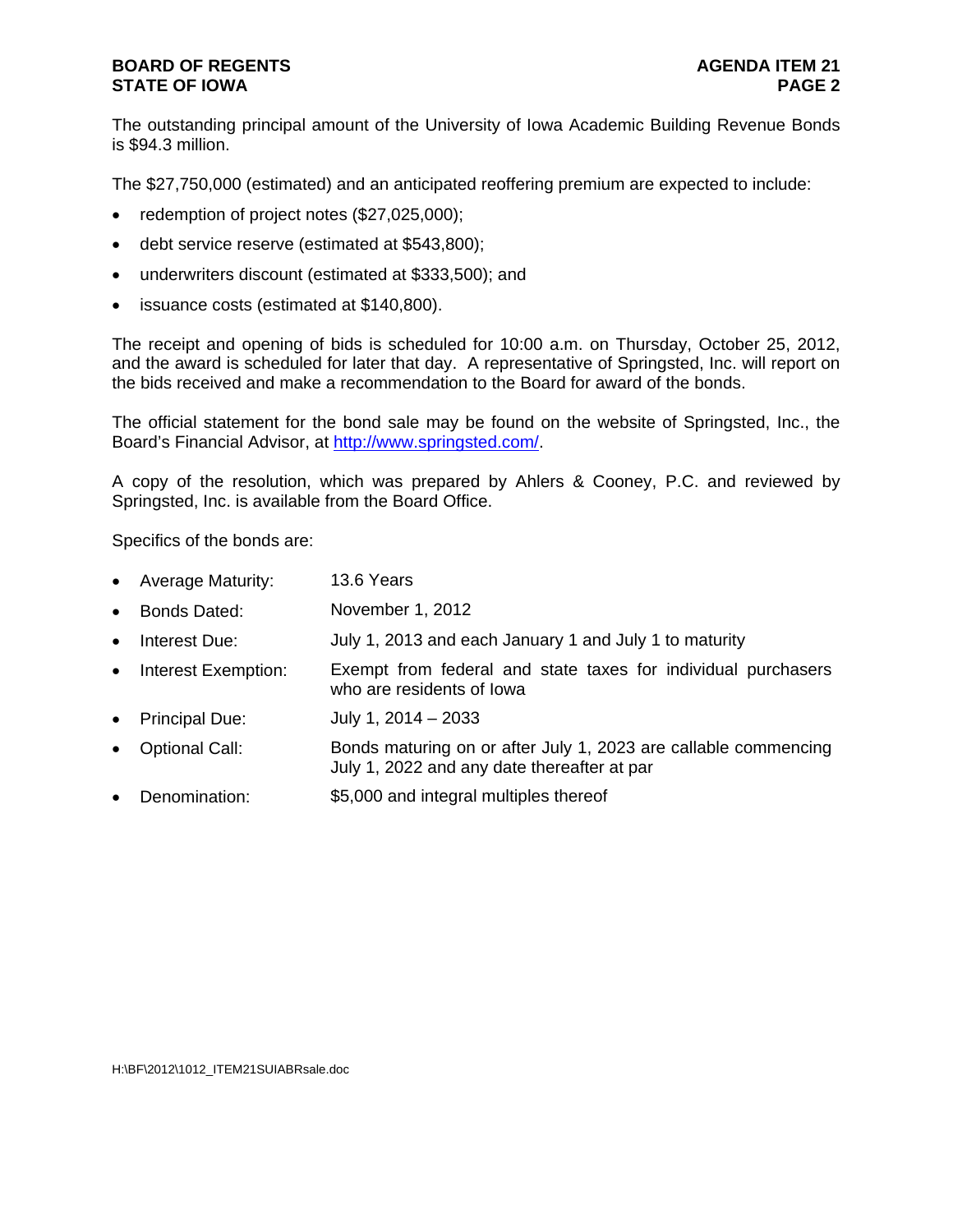The outstanding principal amount of the University of Iowa Academic Building Revenue Bonds is $94.3 million.

The $27,750,000 (estimated) and an anticipated reoffering premium are expected to include:

- redemption of project notes ($27,025,000);
- debt service reserve (estimated at $543,800);
- underwriters discount (estimated at $333,500); and
- issuance costs (estimated at $140,800).

The receipt and opening of bids is scheduled for 10:00 a.m. on Thursday, October 25, 2012, and the award is scheduled for later that day. A representative of Springsted, Inc. will report on the bids received and make a recommendation to the Board for award of the bonds.

The official statement for the bond sale may be found on the website of Springsted, Inc., the Board's Financial Advisor, at http://www.springsted.com/.

A copy of the resolution, which was prepared by Ahlers & Cooney, P.C. and reviewed by Springsted, Inc. is available from the Board Office.

Specifics of the bonds are:

- Average Maturity: 13.6 Years
- Bonds Dated: November 1, 2012
- Interest Due: July 1, 2013 and each January 1 and July 1 to maturity
- Interest Exemption: Exempt from federal and state taxes for individual purchasers who are residents of Iowa
- Principal Due: July 1, 2014 – 2033
- Optional Call: Bonds maturing on or after July 1, 2023 are callable commencing July 1, 2022 and any date thereafter at par
- Denomination: $5,000 and integral multiples thereof

H:\BF\2012\1012_ITEM21SUIABRsale.doc